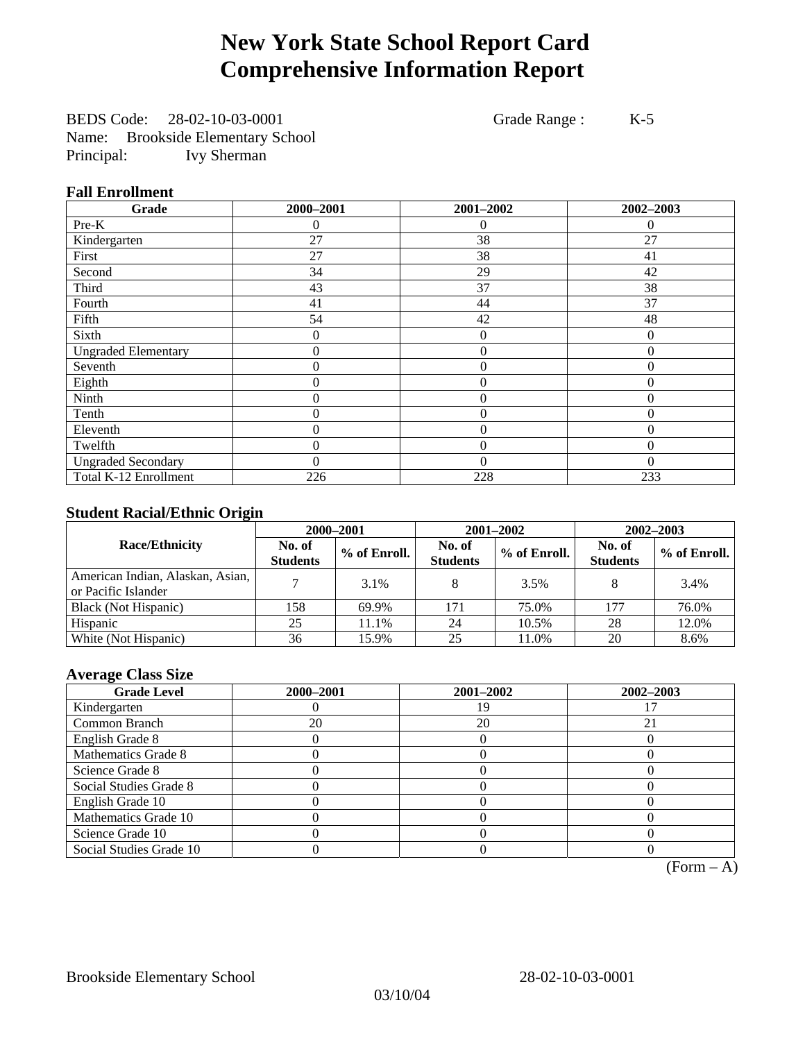# New York State School Report Card
# Comprehensive Information Report

BEDS Code: 28-02-10-03-0001 Grade Range : K-5
Name: Brookside Elementary School
Principal: Ivy Sherman

### Fall Enrollment

| Grade | 2000–2001 | 2001–2002 | 2002–2003 |
|---|---|---|---|
| Pre-K | 0 | 0 | 0 |
| Kindergarten | 27 | 38 | 27 |
| First | 27 | 38 | 41 |
| Second | 34 | 29 | 42 |
| Third | 43 | 37 | 38 |
| Fourth | 41 | 44 | 37 |
| Fifth | 54 | 42 | 48 |
| Sixth | 0 | 0 | 0 |
| Ungraded Elementary | 0 | 0 | 0 |
| Seventh | 0 | 0 | 0 |
| Eighth | 0 | 0 | 0 |
| Ninth | 0 | 0 | 0 |
| Tenth | 0 | 0 | 0 |
| Eleventh | 0 | 0 | 0 |
| Twelfth | 0 | 0 | 0 |
| Ungraded Secondary | 0 | 0 | 0 |
| Total K-12 Enrollment | 226 | 228 | 233 |

### Student Racial/Ethnic Origin

| Race/Ethnicity | 2000–2001 | | 2001–2002 | | 2002–2003 | |
|---|---|---|---|---|---|---|
| | No. of Students | % of Enroll. | No. of Students | % of Enroll. | No. of Students | % of Enroll. |
| American Indian, Alaskan, Asian, or Pacific Islander | 7 | 3.1% | 8 | 3.5% | 8 | 3.4% |
| Black (Not Hispanic) | 158 | 69.9% | 171 | 75.0% | 177 | 76.0% |
| Hispanic | 25 | 11.1% | 24 | 10.5% | 28 | 12.0% |
| White (Not Hispanic) | 36 | 15.9% | 25 | 11.0% | 20 | 8.6% |

### Average Class Size

| Grade Level | 2000–2001 | 2001–2002 | 2002–2003 |
|---|---|---|---|
| Kindergarten | 0 | 19 | 17 |
| Common Branch | 20 | 20 | 21 |
| English Grade 8 | 0 | 0 | 0 |
| Mathematics Grade 8 | 0 | 0 | 0 |
| Science Grade 8 | 0 | 0 | 0 |
| Social Studies Grade 8 | 0 | 0 | 0 |
| English Grade 10 | 0 | 0 | 0 |
| Mathematics Grade 10 | 0 | 0 | 0 |
| Science Grade 10 | 0 | 0 | 0 |
| Social Studies Grade 10 | 0 | 0 | 0 |

(Form – A)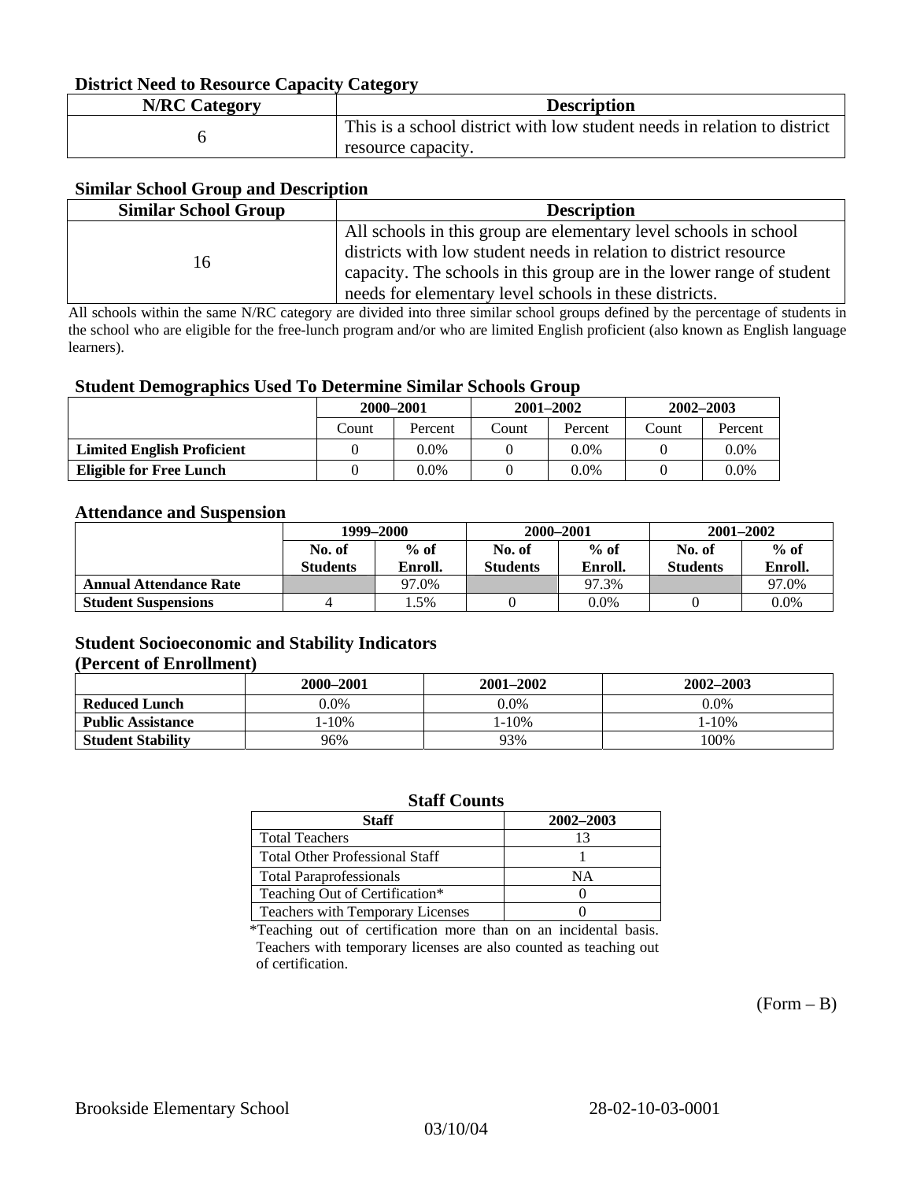### District Need to Resource Capacity Category

| N/RC Category | Description |
|---|---|
| 6 | This is a school district with low student needs in relation to district resource capacity. |

### Similar School Group and Description

| Similar School Group | Description |
|---|---|
| 16 | All schools in this group are elementary level schools in school districts with low student needs in relation to district resource capacity. The schools in this group are in the lower range of student needs for elementary level schools in these districts. |

All schools within the same N/RC category are divided into three similar school groups defined by the percentage of students in the school who are eligible for the free-lunch program and/or who are limited English proficient (also known as English language learners).

### Student Demographics Used To Determine Similar Schools Group

| | 2000–2001 | | 2001–2002 | | 2002–2003 | |
|---|---|---|---|---|---|---|
| | Count | Percent | Count | Percent | Count | Percent |
| **Limited English Proficient** | 0 | 0.0% | 0 | 0.0% | 0 | 0.0% |
| **Eligible for Free Lunch** | 0 | 0.0% | 0 | 0.0% | 0 | 0.0% |

### Attendance and Suspension

| | 1999–2000 | | 2000–2001 | | 2001–2002 | |
|---|---|---|---|---|---|---|
| | No. of Students | % of Enroll. | No. of Students | % of Enroll. | No. of Students | % of Enroll. |
| **Annual Attendance Rate** | | 97.0% | | 97.3% | | 97.0% |
| **Student Suspensions** | 4 | 1.5% | 0 | 0.0% | 0 | 0.0% |

### Student Socioeconomic and Stability Indicators
### (Percent of Enrollment)

| | 2000–2001 | 2001–2002 | 2002–2003 |
|---|---|---|---|
| **Reduced Lunch** | 0.0% | 0.0% | 0.0% |
| **Public Assistance** | 1-10% | 1-10% | 1-10% |
| **Student Stability** | 96% | 93% | 100% |

### Staff Counts

| Staff | 2002–2003 |
|---|---|
| Total Teachers | 13 |
| Total Other Professional Staff | 1 |
| Total Paraprofessionals | NA |
| Teaching Out of Certification* | 0 |
| Teachers with Temporary Licenses | 0 |

*Teaching out of certification more than on an incidental basis. Teachers with temporary licenses are also counted as teaching out of certification.

(Form – B)

Brookside Elementary School 28-02-10-03-0001

03/10/04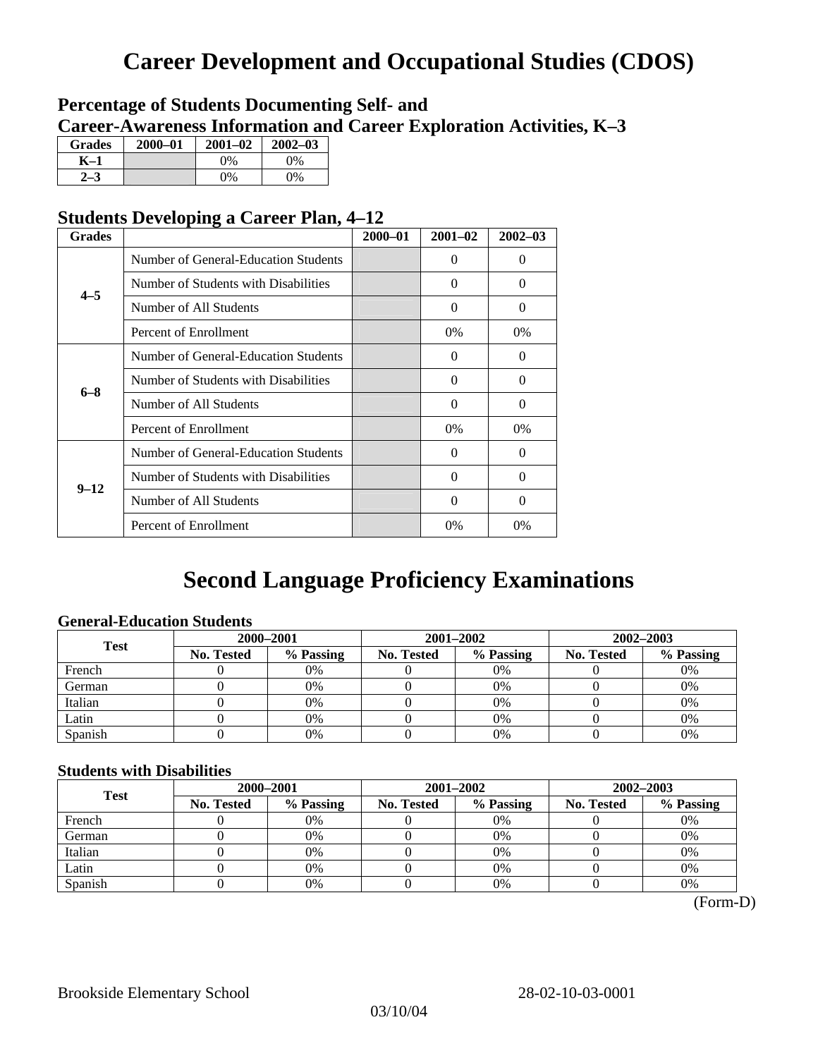# Career Development and Occupational Studies (CDOS)

### Percentage of Students Documenting Self- and Career-Awareness Information and Career Exploration Activities, K–3

| Grades | 2000–01 | 2001–02 | 2002–03 |
|---|---|---|---|
| K–1 | | 0% | 0% |
| 2–3 | | 0% | 0% |

### Students Developing a Career Plan, 4–12

| Grades | | 2000–01 | 2001–02 | 2002–03 |
|---|---|---|---|---|
| 4–5 | Number of General-Education Students | | 0 | 0 |
| | Number of Students with Disabilities | | 0 | 0 |
| | Number of All Students | | 0 | 0 |
| | Percent of Enrollment | | 0% | 0% |
| 6–8 | Number of General-Education Students | | 0 | 0 |
| | Number of Students with Disabilities | | 0 | 0 |
| | Number of All Students | | 0 | 0 |
| | Percent of Enrollment | | 0% | 0% |
| 9–12 | Number of General-Education Students | | 0 | 0 |
| | Number of Students with Disabilities | | 0 | 0 |
| | Number of All Students | | 0 | 0 |
| | Percent of Enrollment | | 0% | 0% |

# Second Language Proficiency Examinations

### General-Education Students

| Test | 2000–2001 | | 2001–2002 | | 2002–2003 | |
|---|---|---|---|---|---|---|
| | No. Tested | % Passing | No. Tested | % Passing | No. Tested | % Passing |
| French | 0 | 0% | 0 | 0% | 0 | 0% |
| German | 0 | 0% | 0 | 0% | 0 | 0% |
| Italian | 0 | 0% | 0 | 0% | 0 | 0% |
| Latin | 0 | 0% | 0 | 0% | 0 | 0% |
| Spanish | 0 | 0% | 0 | 0% | 0 | 0% |

### Students with Disabilities

| Test | 2000–2001 | | 2001–2002 | | 2002–2003 | |
|---|---|---|---|---|---|---|
| | No. Tested | % Passing | No. Tested | % Passing | No. Tested | % Passing |
| French | 0 | 0% | 0 | 0% | 0 | 0% |
| German | 0 | 0% | 0 | 0% | 0 | 0% |
| Italian | 0 | 0% | 0 | 0% | 0 | 0% |
| Latin | 0 | 0% | 0 | 0% | 0 | 0% |
| Spanish | 0 | 0% | 0 | 0% | 0 | 0% |

(Form-D)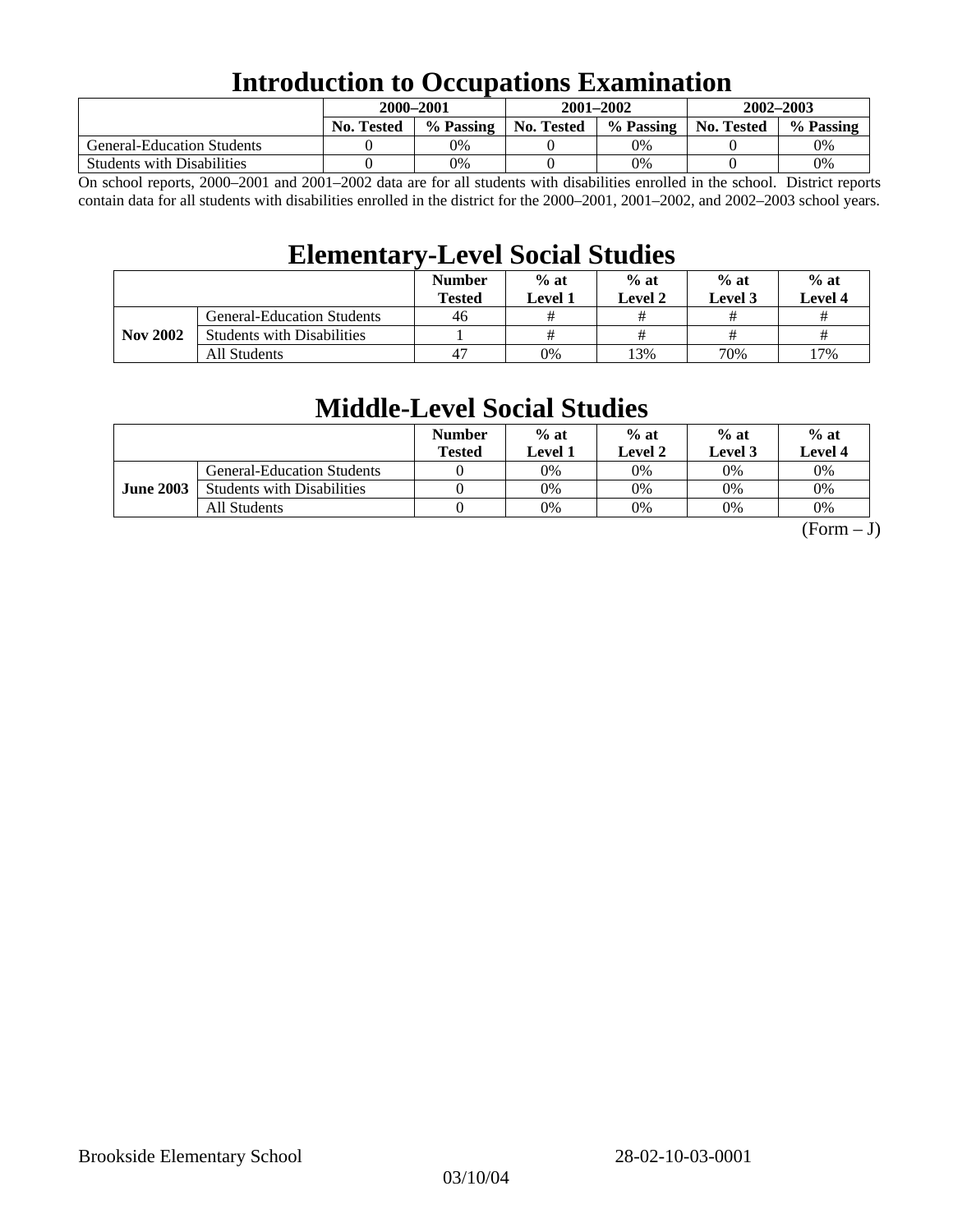# Introduction to Occupations Examination

| | 2000–2001 | | 2001–2002 | | 2002–2003 | |
|---|---|---|---|---|---|---|
| | No. Tested | % Passing | No. Tested | % Passing | No. Tested | % Passing |
| General-Education Students | 0 | 0% | 0 | 0% | 0 | 0% |
| Students with Disabilities | 0 | 0% | 0 | 0% | 0 | 0% |

On school reports, 2000–2001 and 2001–2002 data are for all students with disabilities enrolled in the school. District reports contain data for all students with disabilities enrolled in the district for the 2000–2001, 2001–2002, and 2002–2003 school years.

# Elementary-Level Social Studies

| | | Number Tested | % at Level 1 | % at Level 2 | % at Level 3 | % at Level 4 |
|---|---|---|---|---|---|---|
| Nov 2002 | General-Education Students | 46 | # | # | # | # |
| | Students with Disabilities | 1 | # | # | # | # |
| | All Students | 47 | 0% | 13% | 70% | 17% |

# Middle-Level Social Studies

| | | Number Tested | % at Level 1 | % at Level 2 | % at Level 3 | % at Level 4 |
|---|---|---|---|---|---|---|
| June 2003 | General-Education Students | 0 | 0% | 0% | 0% | 0% |
| | Students with Disabilities | 0 | 0% | 0% | 0% | 0% |
| | All Students | 0 | 0% | 0% | 0% | 0% |

(Form – J)

Brookside Elementary School 28-02-10-03-0001

03/10/04